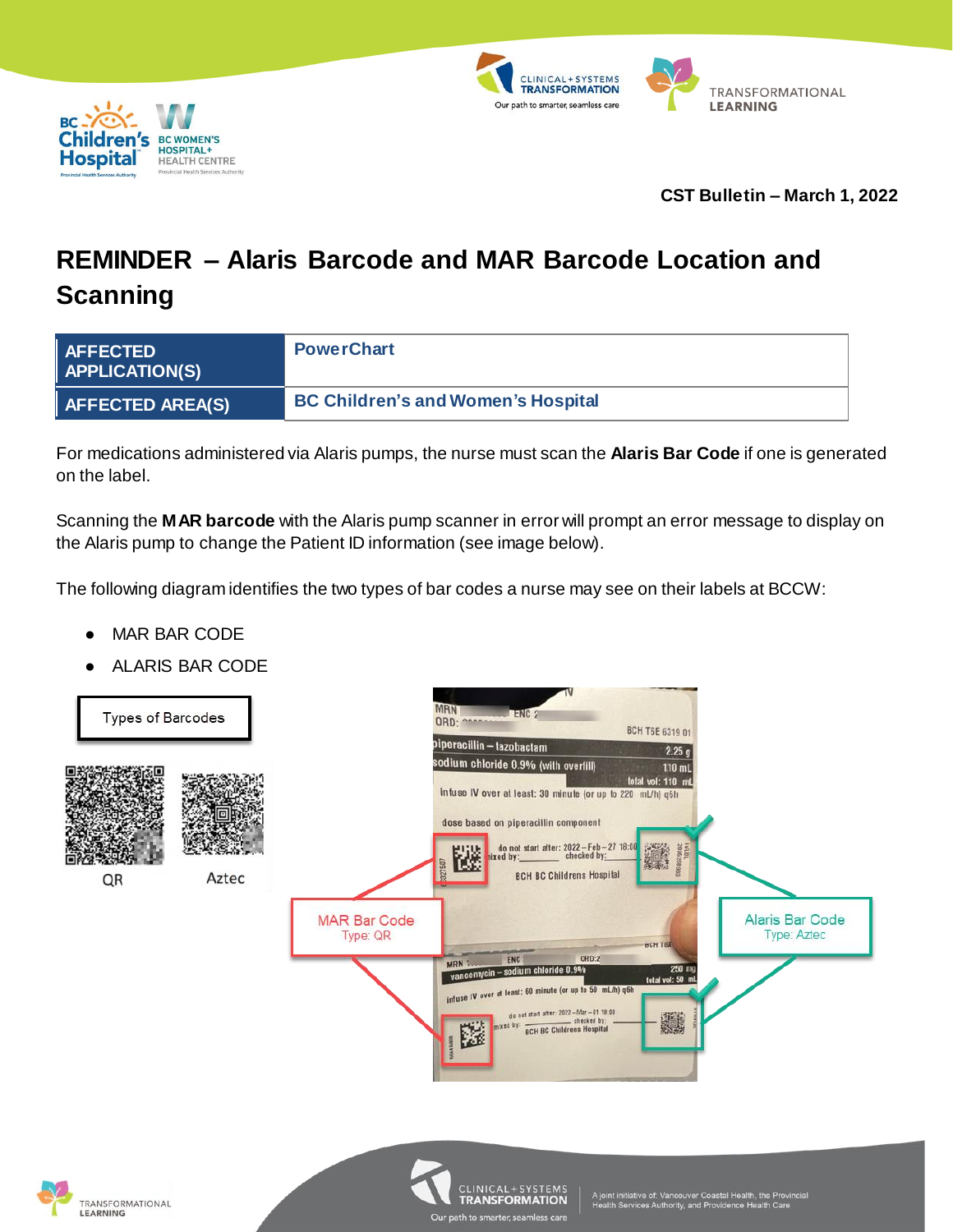CST Bulletin – March 1, 2022

# REMINDER – Alaris Barcode and MAR Barcode Location and Scanning

| AFFECTED APPLICATION(S) | PowerChart |
|---|---|
| AFFECTED AREA(S) | BC Children's and Women's Hospital |

For medications administered via Alaris pumps, the nurse must scan the **Alaris Bar Code** if one is generated on the label.

Scanning the **MAR barcode** with the Alaris pump scanner in error will prompt an error message to display on the Alaris pump to change the Patient ID information (see image below).

The following diagram identifies the two types of bar codes a nurse may see on their labels at BCCW:

- MAR BAR CODE
- ALARIS BAR CODE

Types of Barcodes

QR

Aztec

MAR Bar Code
Type: QR

Alaris Bar Code
Type: Aztec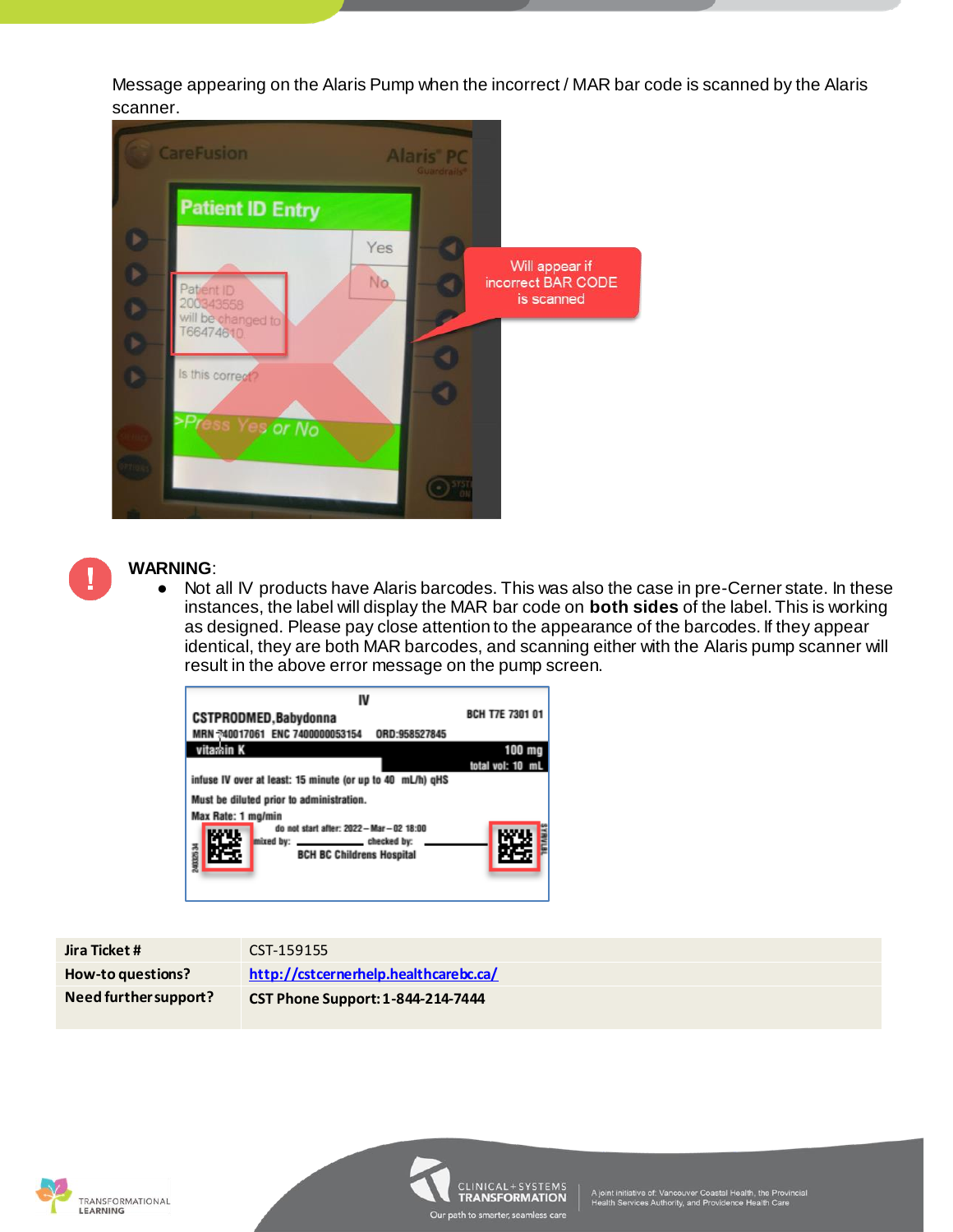Message appearing on the Alaris Pump when the incorrect / MAR bar code is scanned by the Alaris scanner.

**WARNING**:

- Not all IV products have Alaris barcodes. This was also the case in pre-Cerner state. In these instances, the label will display the MAR bar code on **both sides** of the label. This is working as designed. Please pay close attention to the appearance of the barcodes. If they appear identical, they are both MAR barcodes, and scanning either with the Alaris pump scanner will result in the above error message on the pump screen.

| | |
|---|---|
| **Jira Ticket #** | CST-159155 |
| **How-to questions?** | [http://cstcernerhelp.healthcarebc.ca/](http://cstcernerhelp.healthcarebc.ca/) |
| **Need further support?** | **CST Phone Support: 1-844-214-7444** |